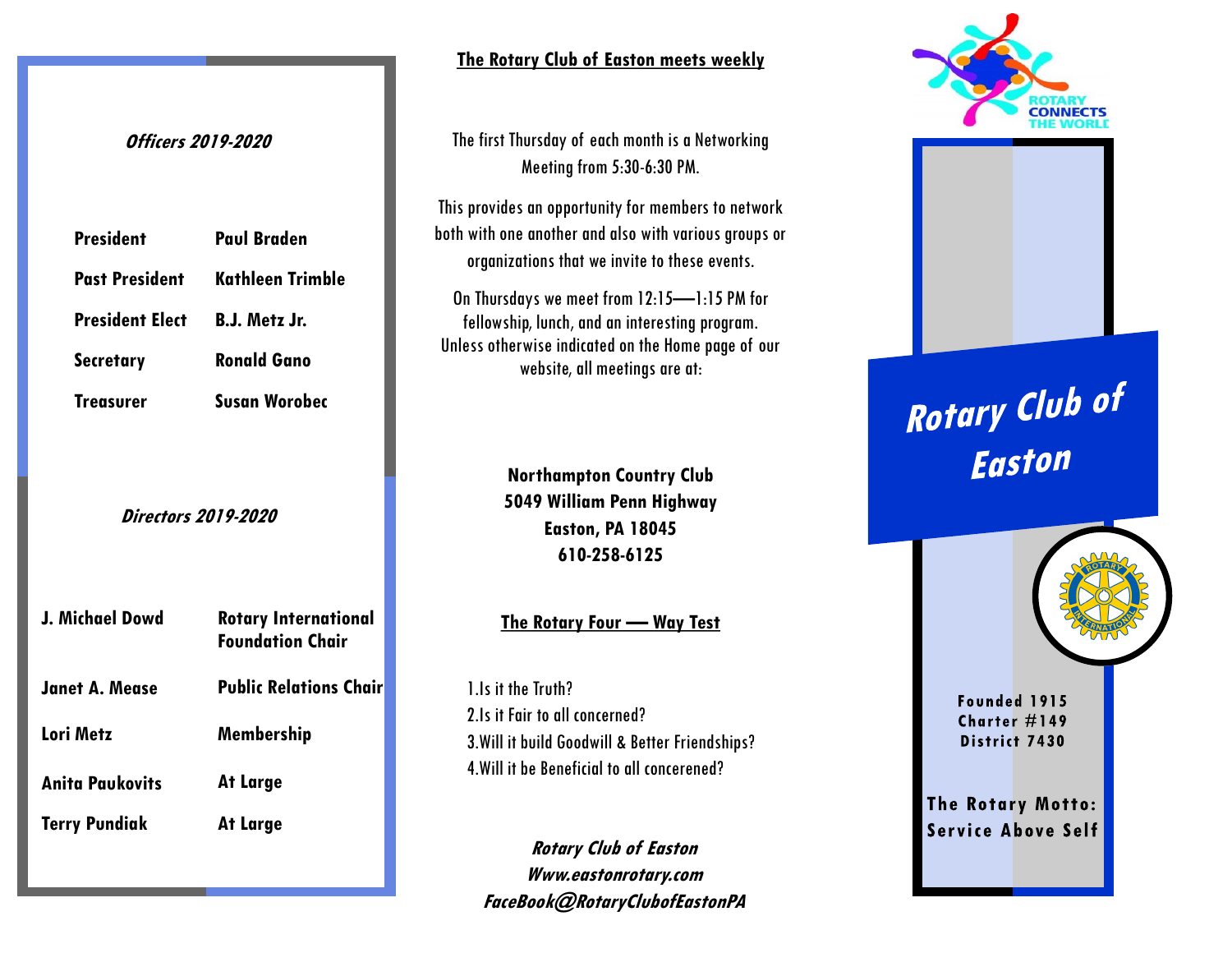### *Officers 2019-2020*

| | |
|---|---|
| **President** | **Paul Braden** |
| **Past President** | **Kathleen Trimble** |
| **President Elect** | **B.J. Metz Jr.** |
| **Secretary** | **Ronald Gano** |
| **Treasurer** | **Susan Worobec** |

### *Directors 2019-2020*

| | |
|---|---|
| **J. Michael Dowd** | **Rotary International Foundation Chair** |
| **Janet A. Mease** | **Public Relations Chair** |
| **Lori Metz** | **Membership** |
| **Anita Paukovits** | **At Large** |
| **Terry Pundiak** | **At Large** |

## The Rotary Club of Easton meets weekly

The first Thursday of each month is a Networking Meeting from 5:30-6:30 PM.

This provides an opportunity for members to network both with one another and also with various groups or organizations that we invite to these events.

On Thursdays we meet from 12:15—1:15 PM for fellowship, lunch, and an interesting program. Unless otherwise indicated on the Home page of our website, all meetings are at:

**Northampton Country Club**
**5049 William Penn Highway**
**Easton, PA 18045**
**610-258-6125**

## The Rotary Four — Way Test

1. Is it the Truth?
2. Is it Fair to all concerned?
3. Will it build Goodwill & Better Friendships?
4. Will it be Beneficial to all concerened?

***Rotary Club of Easton***
***Www.eastonrotary.com***
***FaceBook@RotaryClubofEastonPA***

ROTARY CONNECTS THE WORLD

# *Rotary Club of Easton*

**Founded 1915**
**Charter #149**
**District 7430**

**The Rotary Motto: Service Above Self**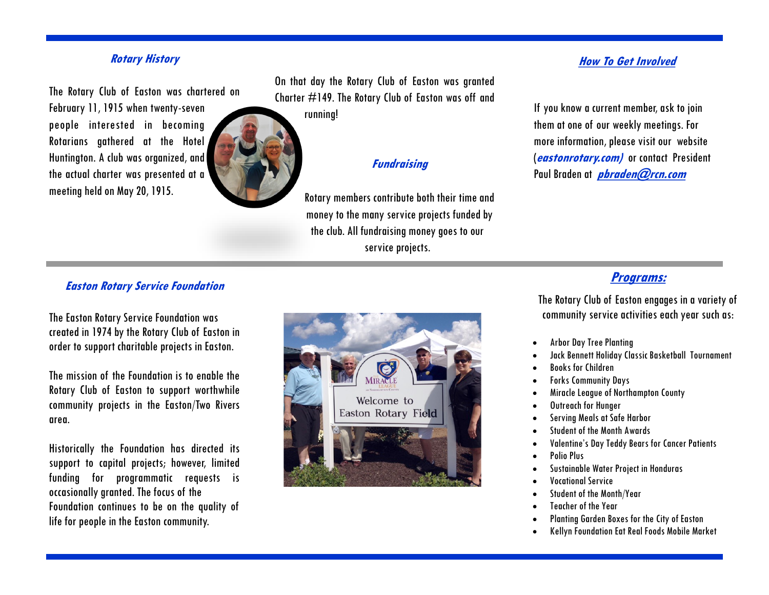### *Rotary History*

The Rotary Club of Easton was chartered on February 11, 1915 when twenty-seven people interested in becoming Rotarians gathered at the Hotel Huntington. A club was organized, and the actual charter was presented at a meeting held on May 20, 1915.

On that day the Rotary Club of Easton was granted Charter #149. The Rotary Club of Easton was off and running!

### *Fundraising*

Rotary members contribute both their time and money to the many service projects funded by the club. All fundraising money goes to our service projects.

### *How To Get Involved*

If you know a current member, ask to join them at one of our weekly meetings. For more information, please visit our website (***eastonrotary.com)*** or contact President Paul Braden at ***pbraden@rcn.com***

### *Easton Rotary Service Foundation*

The Easton Rotary Service Foundation was created in 1974 by the Rotary Club of Easton in order to support charitable projects in Easton.

The mission of the Foundation is to enable the Rotary Club of Easton to support worthwhile community projects in the Easton/Two Rivers area.

Historically the Foundation has directed its support to capital projects; however, limited funding for programmatic requests is occasionally granted. The focus of the Foundation continues to be on the quality of life for people in the Easton community.

### *Programs:*

The Rotary Club of Easton engages in a variety of community service activities each year such as:

- Arbor Day Tree Planting
- Jack Bennett Holiday Classic Basketball Tournament
- Books for Children
- Forks Community Days
- Miracle League of Northampton County
- Outreach for Hunger
- Serving Meals at Safe Harbor
- Student of the Month Awards
- Valentine's Day Teddy Bears for Cancer Patients
- Polio Plus
- Sustainable Water Project in Honduras
- Vocational Service
- Student of the Month/Year
- Teacher of the Year
- Planting Garden Boxes for the City of Easton
- Kellyn Foundation Eat Real Foods Mobile Market